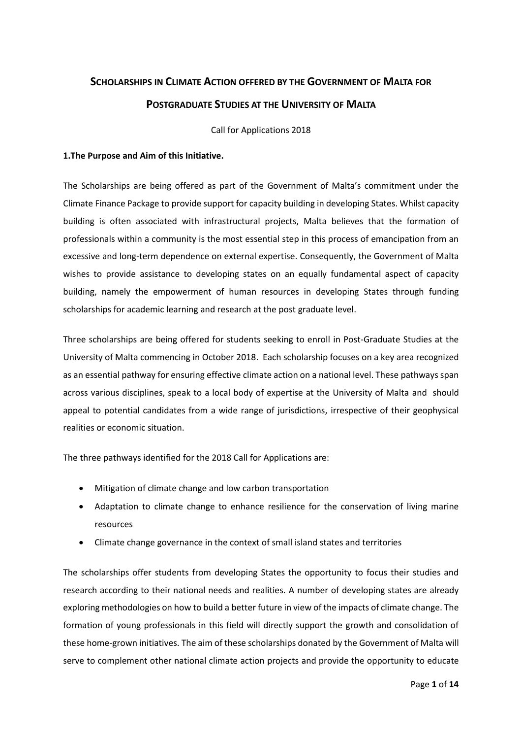# SCHOLARSHIPS IN CLIMATE ACTION OFFERED BY THE GOVERNMENT OF MALTA FOR POSTGRADUATE STUDIES AT THE UNIVERSITY OF MALTA

Call for Applications 2018

**1.The Purpose and Aim of this Initiative.**

The Scholarships are being offered as part of the Government of Malta's commitment under the Climate Finance Package to provide support for capacity building in developing States. Whilst capacity building is often associated with infrastructural projects, Malta believes that the formation of professionals within a community is the most essential step in this process of emancipation from an excessive and long-term dependence on external expertise. Consequently, the Government of Malta wishes to provide assistance to developing states on an equally fundamental aspect of capacity building, namely the empowerment of human resources in developing States through funding scholarships for academic learning and research at the post graduate level.

Three scholarships are being offered for students seeking to enroll in Post-Graduate Studies at the University of Malta commencing in October 2018. Each scholarship focuses on a key area recognized as an essential pathway for ensuring effective climate action on a national level. These pathways span across various disciplines, speak to a local body of expertise at the University of Malta and should appeal to potential candidates from a wide range of jurisdictions, irrespective of their geophysical realities or economic situation.

The three pathways identified for the 2018 Call for Applications are:

- Mitigation of climate change and low carbon transportation
- Adaptation to climate change to enhance resilience for the conservation of living marine resources
- Climate change governance in the context of small island states and territories

The scholarships offer students from developing States the opportunity to focus their studies and research according to their national needs and realities. A number of developing states are already exploring methodologies on how to build a better future in view of the impacts of climate change. The formation of young professionals in this field will directly support the growth and consolidation of these home-grown initiatives. The aim of these scholarships donated by the Government of Malta will serve to complement other national climate action projects and provide the opportunity to educate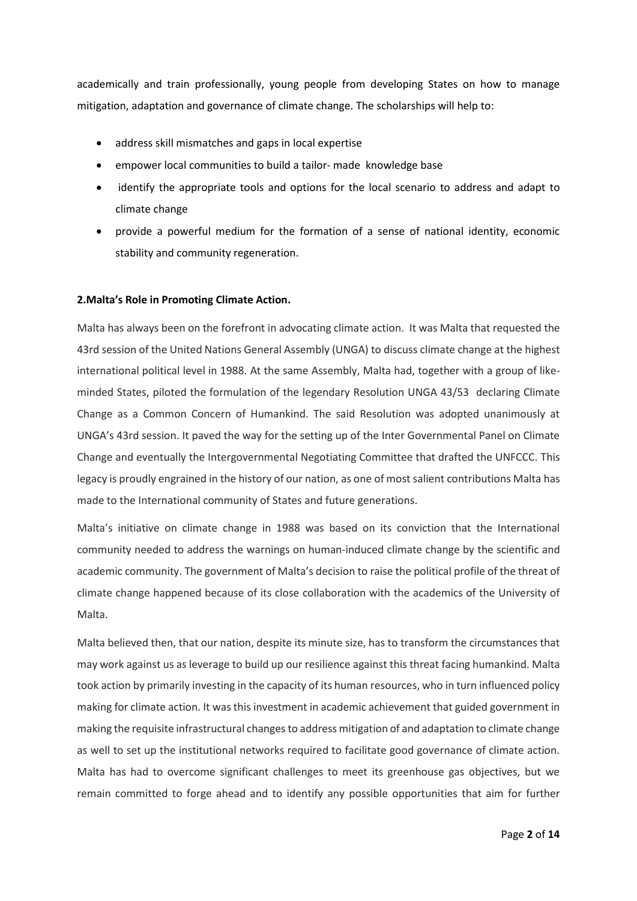academically and train professionally, young people from developing States on how to manage mitigation, adaptation and governance of climate change. The scholarships will help to:

- address skill mismatches and gaps in local expertise
- empower local communities to build a tailor- made knowledge base
- identify the appropriate tools and options for the local scenario to address and adapt to climate change
- provide a powerful medium for the formation of a sense of national identity, economic stability and community regeneration.

**2.Malta's Role in Promoting Climate Action.**

Malta has always been on the forefront in advocating climate action. It was Malta that requested the 43rd session of the United Nations General Assembly (UNGA) to discuss climate change at the highest international political level in 1988. At the same Assembly, Malta had, together with a group of like-minded States, piloted the formulation of the legendary Resolution UNGA 43/53 declaring Climate Change as a Common Concern of Humankind. The said Resolution was adopted unanimously at UNGA's 43rd session. It paved the way for the setting up of the Inter Governmental Panel on Climate Change and eventually the Intergovernmental Negotiating Committee that drafted the UNFCCC. This legacy is proudly engrained in the history of our nation, as one of most salient contributions Malta has made to the International community of States and future generations.

Malta's initiative on climate change in 1988 was based on its conviction that the International community needed to address the warnings on human-induced climate change by the scientific and academic community. The government of Malta's decision to raise the political profile of the threat of climate change happened because of its close collaboration with the academics of the University of Malta.

Malta believed then, that our nation, despite its minute size, has to transform the circumstances that may work against us as leverage to build up our resilience against this threat facing humankind. Malta took action by primarily investing in the capacity of its human resources, who in turn influenced policy making for climate action. It was this investment in academic achievement that guided government in making the requisite infrastructural changes to address mitigation of and adaptation to climate change as well to set up the institutional networks required to facilitate good governance of climate action. Malta has had to overcome significant challenges to meet its greenhouse gas objectives, but we remain committed to forge ahead and to identify any possible opportunities that aim for further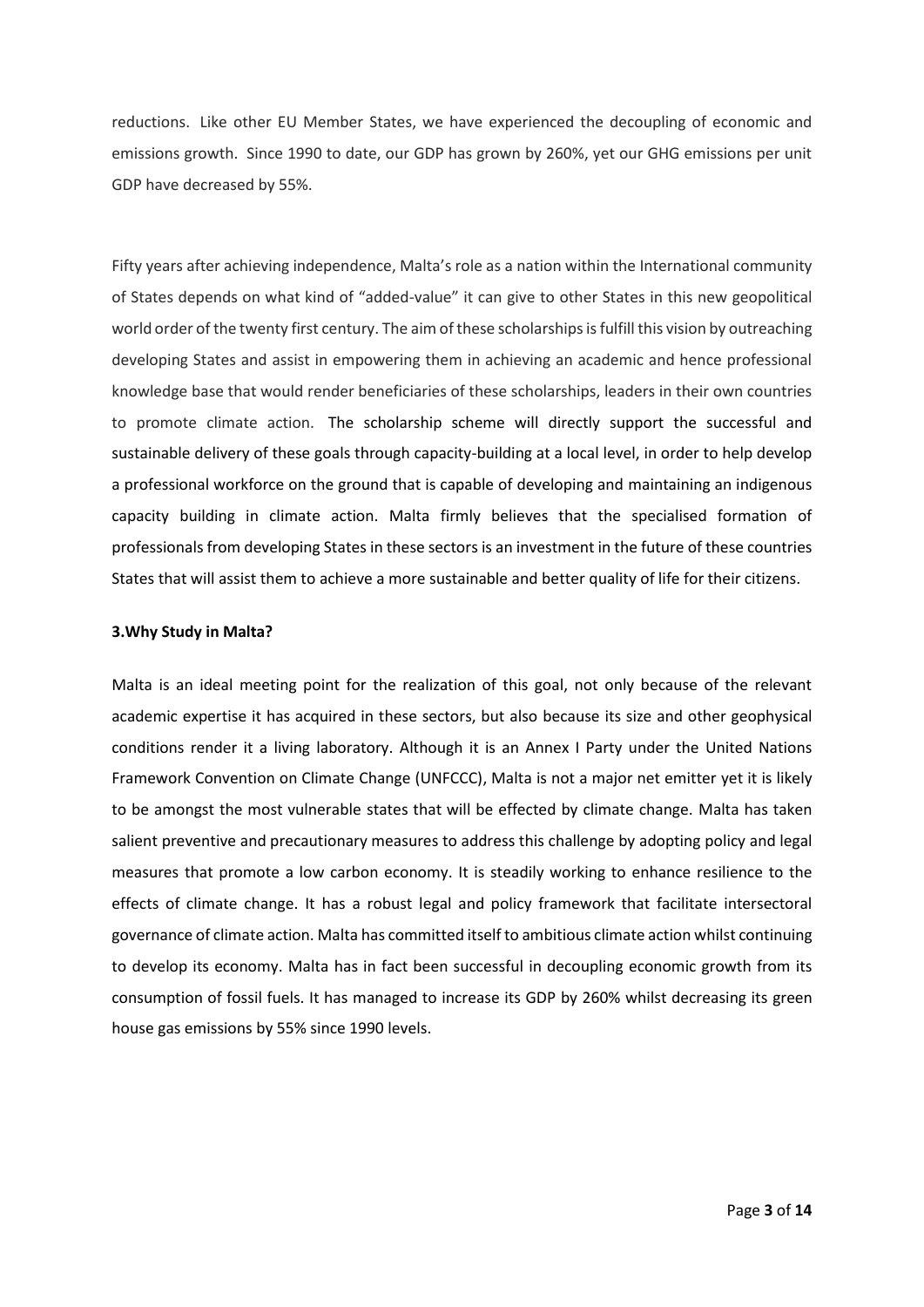reductions. Like other EU Member States, we have experienced the decoupling of economic and emissions growth. Since 1990 to date, our GDP has grown by 260%, yet our GHG emissions per unit GDP have decreased by 55%.

Fifty years after achieving independence, Malta's role as a nation within the International community of States depends on what kind of "added-value" it can give to other States in this new geopolitical world order of the twenty first century. The aim of these scholarships is fulfill this vision by outreaching developing States and assist in empowering them in achieving an academic and hence professional knowledge base that would render beneficiaries of these scholarships, leaders in their own countries to promote climate action. The scholarship scheme will directly support the successful and sustainable delivery of these goals through capacity-building at a local level, in order to help develop a professional workforce on the ground that is capable of developing and maintaining an indigenous capacity building in climate action. Malta firmly believes that the specialised formation of professionals from developing States in these sectors is an investment in the future of these countries States that will assist them to achieve a more sustainable and better quality of life for their citizens.

### 3.Why Study in Malta?

Malta is an ideal meeting point for the realization of this goal, not only because of the relevant academic expertise it has acquired in these sectors, but also because its size and other geophysical conditions render it a living laboratory. Although it is an Annex I Party under the United Nations Framework Convention on Climate Change (UNFCCC), Malta is not a major net emitter yet it is likely to be amongst the most vulnerable states that will be effected by climate change. Malta has taken salient preventive and precautionary measures to address this challenge by adopting policy and legal measures that promote a low carbon economy. It is steadily working to enhance resilience to the effects of climate change. It has a robust legal and policy framework that facilitate intersectoral governance of climate action. Malta has committed itself to ambitious climate action whilst continuing to develop its economy. Malta has in fact been successful in decoupling economic growth from its consumption of fossil fuels. It has managed to increase its GDP by 260% whilst decreasing its green house gas emissions by 55% since 1990 levels.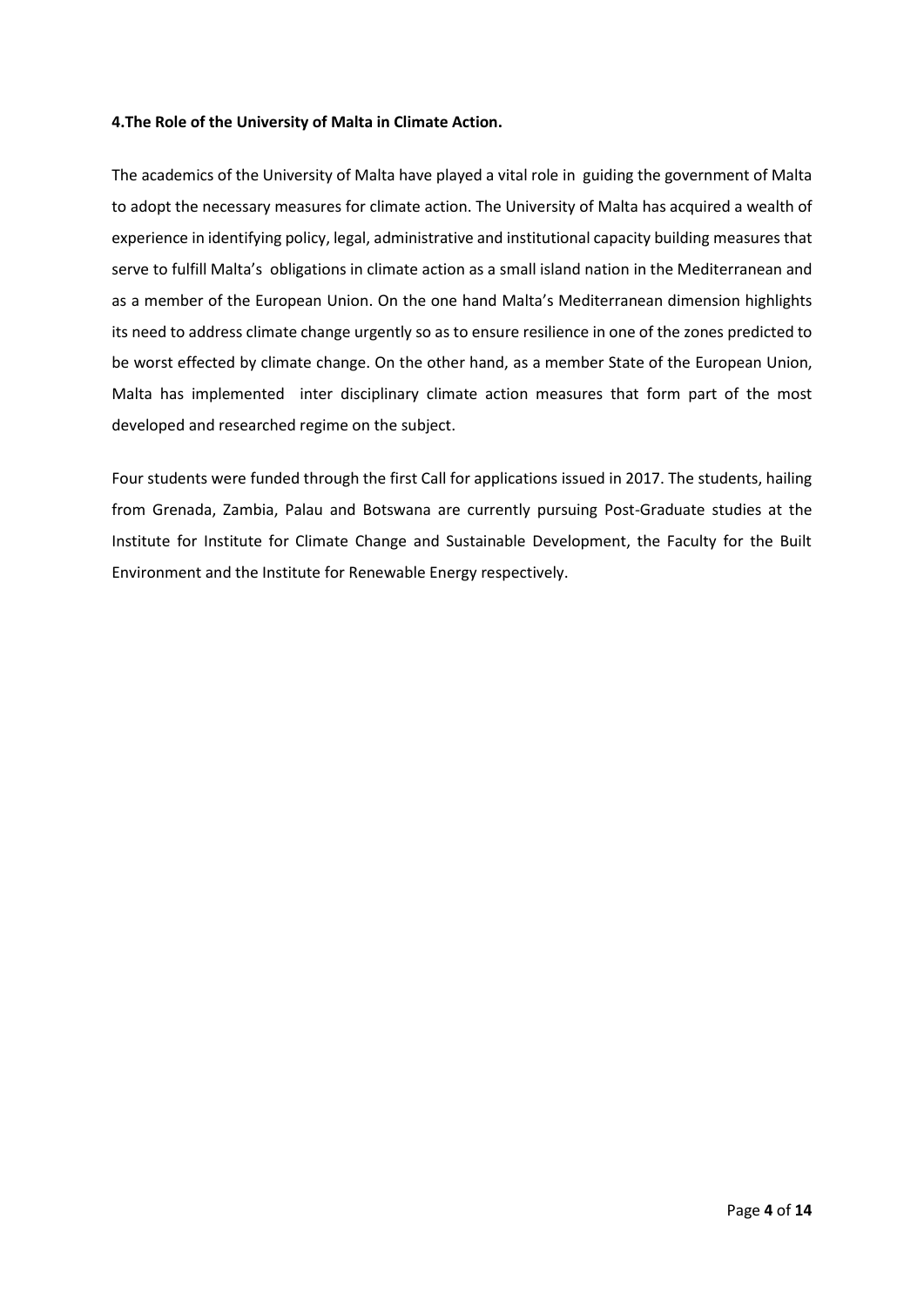**4.The Role of the University of Malta in Climate Action.**

The academics of the University of Malta have played a vital role in guiding the government of Malta to adopt the necessary measures for climate action. The University of Malta has acquired a wealth of experience in identifying policy, legal, administrative and institutional capacity building measures that serve to fulfill Malta's obligations in climate action as a small island nation in the Mediterranean and as a member of the European Union. On the one hand Malta's Mediterranean dimension highlights its need to address climate change urgently so as to ensure resilience in one of the zones predicted to be worst effected by climate change. On the other hand, as a member State of the European Union, Malta has implemented inter disciplinary climate action measures that form part of the most developed and researched regime on the subject.

Four students were funded through the first Call for applications issued in 2017. The students, hailing from Grenada, Zambia, Palau and Botswana are currently pursuing Post-Graduate studies at the Institute for Institute for Climate Change and Sustainable Development, the Faculty for the Built Environment and the Institute for Renewable Energy respectively.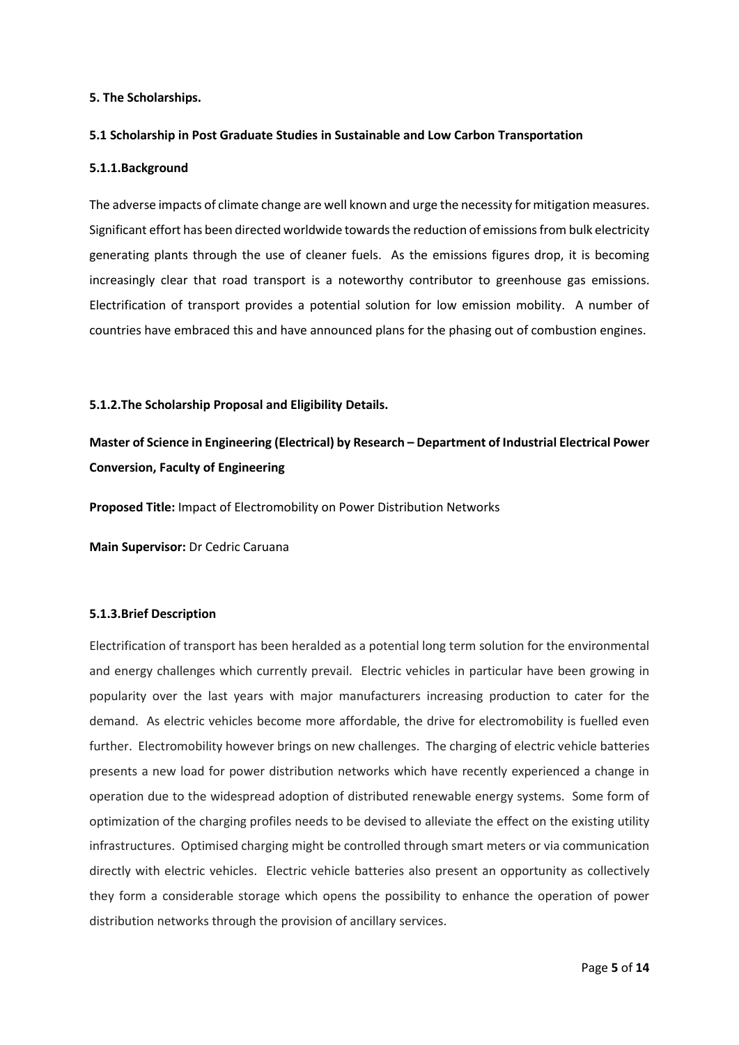## 5. The Scholarships.

### 5.1 Scholarship in Post Graduate Studies in Sustainable and Low Carbon Transportation

#### 5.1.1.Background

The adverse impacts of climate change are well known and urge the necessity for mitigation measures. Significant effort has been directed worldwide towards the reduction of emissions from bulk electricity generating plants through the use of cleaner fuels. As the emissions figures drop, it is becoming increasingly clear that road transport is a noteworthy contributor to greenhouse gas emissions. Electrification of transport provides a potential solution for low emission mobility. A number of countries have embraced this and have announced plans for the phasing out of combustion engines.

#### 5.1.2.The Scholarship Proposal and Eligibility Details.

**Master of Science in Engineering (Electrical) by Research – Department of Industrial Electrical Power Conversion, Faculty of Engineering**

**Proposed Title:** Impact of Electromobility on Power Distribution Networks

**Main Supervisor:** Dr Cedric Caruana

#### 5.1.3.Brief Description

Electrification of transport has been heralded as a potential long term solution for the environmental and energy challenges which currently prevail. Electric vehicles in particular have been growing in popularity over the last years with major manufacturers increasing production to cater for the demand. As electric vehicles become more affordable, the drive for electromobility is fuelled even further. Electromobility however brings on new challenges. The charging of electric vehicle batteries presents a new load for power distribution networks which have recently experienced a change in operation due to the widespread adoption of distributed renewable energy systems. Some form of optimization of the charging profiles needs to be devised to alleviate the effect on the existing utility infrastructures. Optimised charging might be controlled through smart meters or via communication directly with electric vehicles. Electric vehicle batteries also present an opportunity as collectively they form a considerable storage which opens the possibility to enhance the operation of power distribution networks through the provision of ancillary services.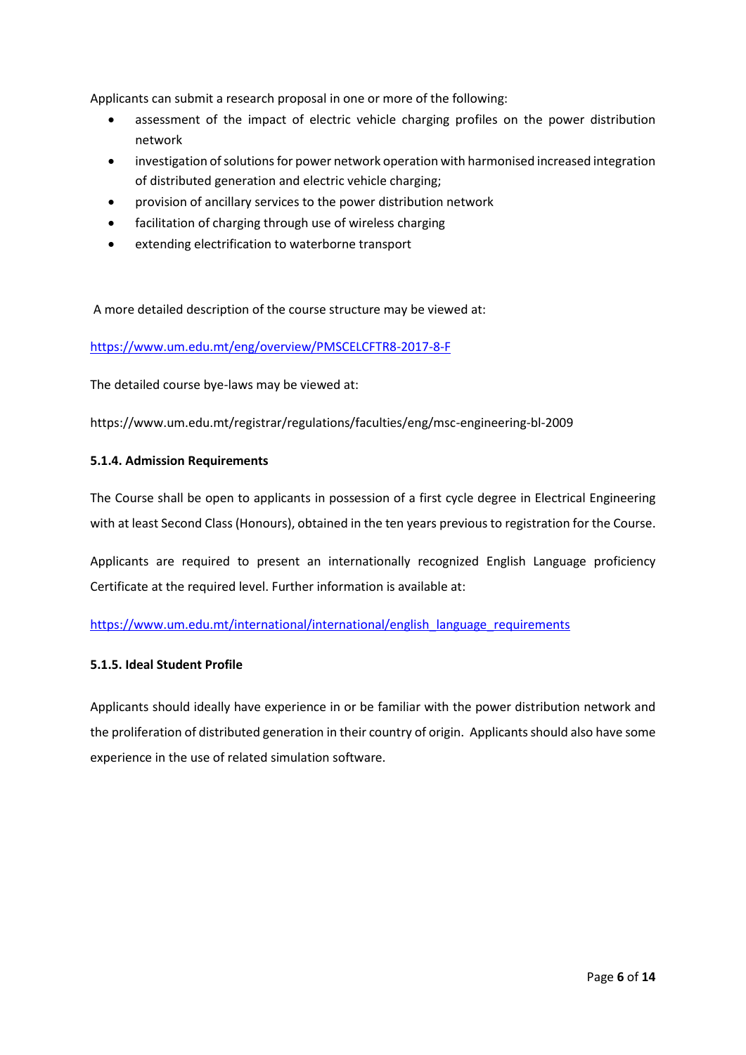Applicants can submit a research proposal in one or more of the following:

- assessment of the impact of electric vehicle charging profiles on the power distribution network
- investigation of solutions for power network operation with harmonised increased integration of distributed generation and electric vehicle charging;
- provision of ancillary services to the power distribution network
- facilitation of charging through use of wireless charging
- extending electrification to waterborne transport

A more detailed description of the course structure may be viewed at:

https://www.um.edu.mt/eng/overview/PMSCELCFTR8-2017-8-F

The detailed course bye-laws may be viewed at:

https://www.um.edu.mt/registrar/regulations/faculties/eng/msc-engineering-bl-2009

#### 5.1.4. Admission Requirements

The Course shall be open to applicants in possession of a first cycle degree in Electrical Engineering with at least Second Class (Honours), obtained in the ten years previous to registration for the Course.

Applicants are required to present an internationally recognized English Language proficiency Certificate at the required level. Further information is available at:

https://www.um.edu.mt/international/international/english_language_requirements

#### 5.1.5. Ideal Student Profile

Applicants should ideally have experience in or be familiar with the power distribution network and the proliferation of distributed generation in their country of origin. Applicants should also have some experience in the use of related simulation software.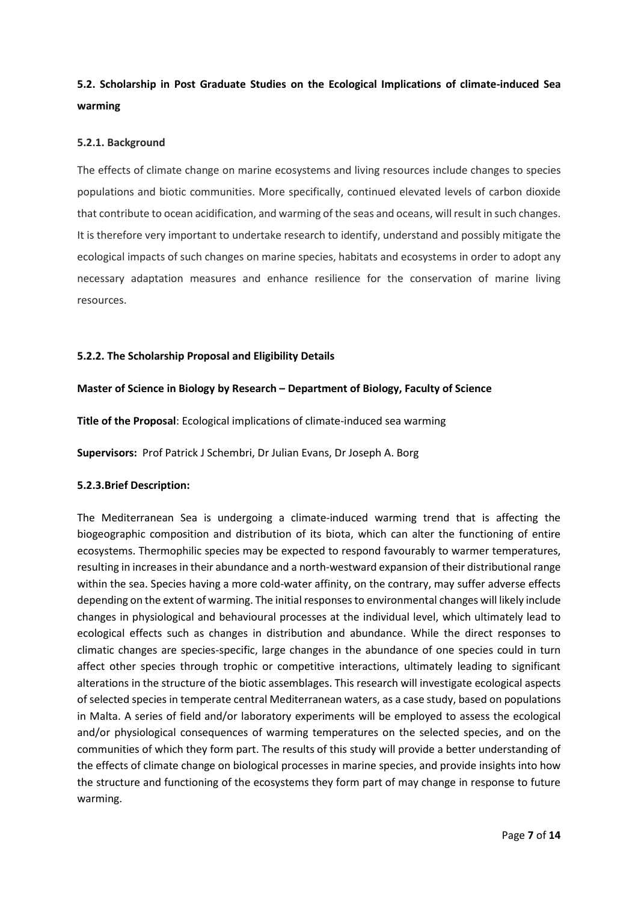## 5.2. Scholarship in Post Graduate Studies on the Ecological Implications of climate-induced Sea warming

### 5.2.1. Background

The effects of climate change on marine ecosystems and living resources include changes to species populations and biotic communities. More specifically, continued elevated levels of carbon dioxide that contribute to ocean acidification, and warming of the seas and oceans, will result in such changes. It is therefore very important to undertake research to identify, understand and possibly mitigate the ecological impacts of such changes on marine species, habitats and ecosystems in order to adopt any necessary adaptation measures and enhance resilience for the conservation of marine living resources.

### 5.2.2. The Scholarship Proposal and Eligibility Details

**Master of Science in Biology by Research – Department of Biology, Faculty of Science**

**Title of the Proposal**: Ecological implications of climate-induced sea warming

**Supervisors:** Prof Patrick J Schembri, Dr Julian Evans, Dr Joseph A. Borg

### 5.2.3.Brief Description:

The Mediterranean Sea is undergoing a climate-induced warming trend that is affecting the biogeographic composition and distribution of its biota, which can alter the functioning of entire ecosystems. Thermophilic species may be expected to respond favourably to warmer temperatures, resulting in increases in their abundance and a north-westward expansion of their distributional range within the sea. Species having a more cold-water affinity, on the contrary, may suffer adverse effects depending on the extent of warming. The initial responses to environmental changes will likely include changes in physiological and behavioural processes at the individual level, which ultimately lead to ecological effects such as changes in distribution and abundance. While the direct responses to climatic changes are species-specific, large changes in the abundance of one species could in turn affect other species through trophic or competitive interactions, ultimately leading to significant alterations in the structure of the biotic assemblages. This research will investigate ecological aspects of selected species in temperate central Mediterranean waters, as a case study, based on populations in Malta. A series of field and/or laboratory experiments will be employed to assess the ecological and/or physiological consequences of warming temperatures on the selected species, and on the communities of which they form part. The results of this study will provide a better understanding of the effects of climate change on biological processes in marine species, and provide insights into how the structure and functioning of the ecosystems they form part of may change in response to future warming.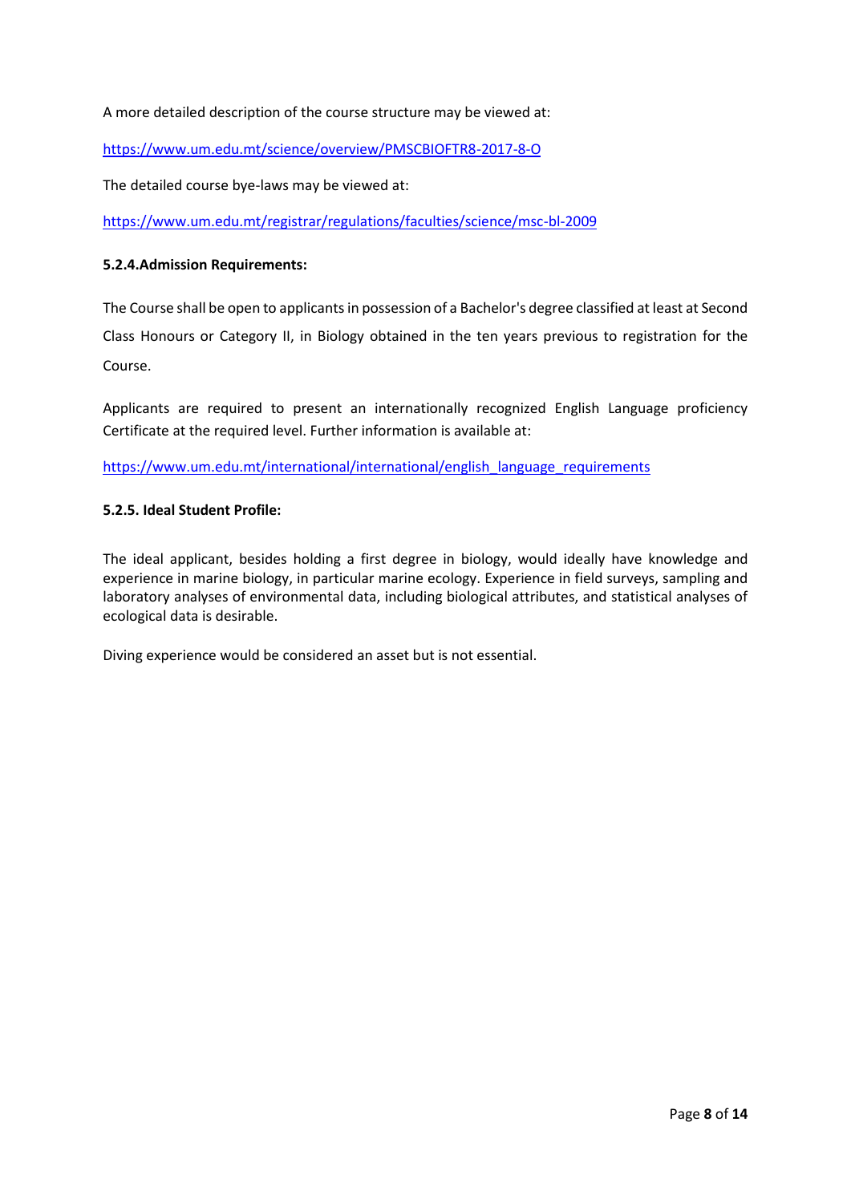A more detailed description of the course structure may be viewed at:

https://www.um.edu.mt/science/overview/PMSCBIOFTR8-2017-8-O

The detailed course bye-laws may be viewed at:

https://www.um.edu.mt/registrar/regulations/faculties/science/msc-bl-2009

#### 5.2.4.Admission Requirements:

The Course shall be open to applicants in possession of a Bachelor's degree classified at least at Second Class Honours or Category II, in Biology obtained in the ten years previous to registration for the Course.

Applicants are required to present an internationally recognized English Language proficiency Certificate at the required level. Further information is available at:

https://www.um.edu.mt/international/international/english_language_requirements

#### 5.2.5. Ideal Student Profile:

The ideal applicant, besides holding a first degree in biology, would ideally have knowledge and experience in marine biology, in particular marine ecology. Experience in field surveys, sampling and laboratory analyses of environmental data, including biological attributes, and statistical analyses of ecological data is desirable.

Diving experience would be considered an asset but is not essential.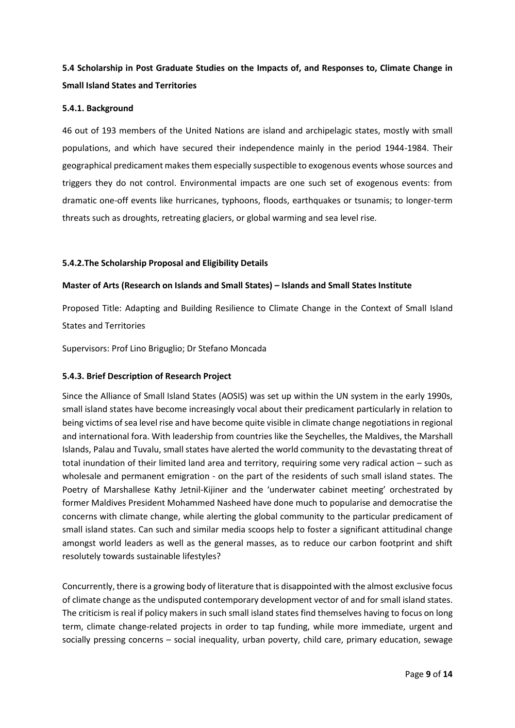**5.4 Scholarship in Post Graduate Studies on the Impacts of, and Responses to, Climate Change in Small Island States and Territories**

**5.4.1. Background**

46 out of 193 members of the United Nations are island and archipelagic states, mostly with small populations, and which have secured their independence mainly in the period 1944-1984. Their geographical predicament makes them especially suspectible to exogenous events whose sources and triggers they do not control. Environmental impacts are one such set of exogenous events: from dramatic one-off events like hurricanes, typhoons, floods, earthquakes or tsunamis; to longer-term threats such as droughts, retreating glaciers, or global warming and sea level rise.

**5.4.2.The Scholarship Proposal and Eligibility Details**

**Master of Arts (Research on Islands and Small States) – Islands and Small States Institute**

Proposed Title: Adapting and Building Resilience to Climate Change in the Context of Small Island States and Territories

Supervisors: Prof Lino Briguglio; Dr Stefano Moncada

**5.4.3. Brief Description of Research Project**

Since the Alliance of Small Island States (AOSIS) was set up within the UN system in the early 1990s, small island states have become increasingly vocal about their predicament particularly in relation to being victims of sea level rise and have become quite visible in climate change negotiations in regional and international fora. With leadership from countries like the Seychelles, the Maldives, the Marshall Islands, Palau and Tuvalu, small states have alerted the world community to the devastating threat of total inundation of their limited land area and territory, requiring some very radical action – such as wholesale and permanent emigration - on the part of the residents of such small island states. The Poetry of Marshallese Kathy Jetnil-Kijiner and the 'underwater cabinet meeting' orchestrated by former Maldives President Mohammed Nasheed have done much to popularise and democratise the concerns with climate change, while alerting the global community to the particular predicament of small island states. Can such and similar media scoops help to foster a significant attitudinal change amongst world leaders as well as the general masses, as to reduce our carbon footprint and shift resolutely towards sustainable lifestyles?

Concurrently, there is a growing body of literature that is disappointed with the almost exclusive focus of climate change as the undisputed contemporary development vector of and for small island states. The criticism is real if policy makers in such small island states find themselves having to focus on long term, climate change-related projects in order to tap funding, while more immediate, urgent and socially pressing concerns – social inequality, urban poverty, child care, primary education, sewage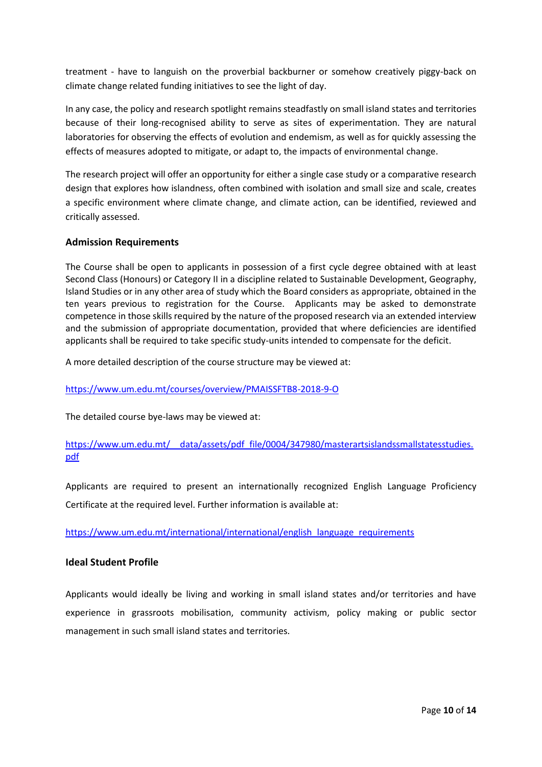treatment - have to languish on the proverbial backburner or somehow creatively piggy-back on climate change related funding initiatives to see the light of day.

In any case, the policy and research spotlight remains steadfastly on small island states and territories because of their long-recognised ability to serve as sites of experimentation. They are natural laboratories for observing the effects of evolution and endemism, as well as for quickly assessing the effects of measures adopted to mitigate, or adapt to, the impacts of environmental change.

The research project will offer an opportunity for either a single case study or a comparative research design that explores how islandness, often combined with isolation and small size and scale, creates a specific environment where climate change, and climate action, can be identified, reviewed and critically assessed.

### Admission Requirements

The Course shall be open to applicants in possession of a first cycle degree obtained with at least Second Class (Honours) or Category II in a discipline related to Sustainable Development, Geography, Island Studies or in any other area of study which the Board considers as appropriate, obtained in the ten years previous to registration for the Course. Applicants may be asked to demonstrate competence in those skills required by the nature of the proposed research via an extended interview and the submission of appropriate documentation, provided that where deficiencies are identified applicants shall be required to take specific study-units intended to compensate for the deficit.

A more detailed description of the course structure may be viewed at:

https://www.um.edu.mt/courses/overview/PMAISSFTB8-2018-9-O

The detailed course bye-laws may be viewed at:

https://www.um.edu.mt/__data/assets/pdf_file/0004/347980/masterartsislandssmallstatesstudies.pdf

Applicants are required to present an internationally recognized English Language Proficiency Certificate at the required level. Further information is available at:

https://www.um.edu.mt/international/international/english_language_requirements

### Ideal Student Profile

Applicants would ideally be living and working in small island states and/or territories and have experience in grassroots mobilisation, community activism, policy making or public sector management in such small island states and territories.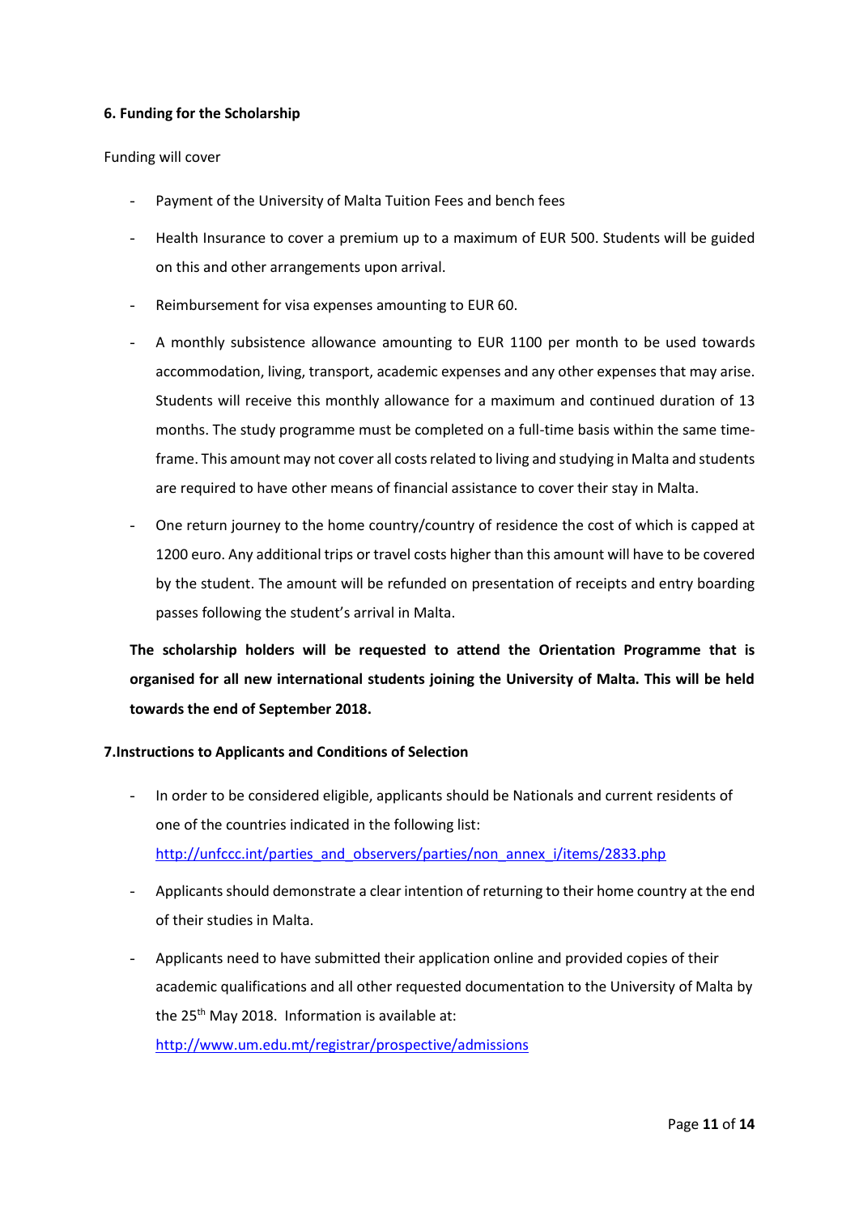### 6. Funding for the Scholarship

Funding will cover

- Payment of the University of Malta Tuition Fees and bench fees
- Health Insurance to cover a premium up to a maximum of EUR 500. Students will be guided on this and other arrangements upon arrival.
- Reimbursement for visa expenses amounting to EUR 60.
- A monthly subsistence allowance amounting to EUR 1100 per month to be used towards accommodation, living, transport, academic expenses and any other expenses that may arise. Students will receive this monthly allowance for a maximum and continued duration of 13 months. The study programme must be completed on a full-time basis within the same time-frame. This amount may not cover all costs related to living and studying in Malta and students are required to have other means of financial assistance to cover their stay in Malta.
- One return journey to the home country/country of residence the cost of which is capped at 1200 euro. Any additional trips or travel costs higher than this amount will have to be covered by the student. The amount will be refunded on presentation of receipts and entry boarding passes following the student's arrival in Malta.

**The scholarship holders will be requested to attend the Orientation Programme that is organised for all new international students joining the University of Malta. This will be held towards the end of September 2018.**

### 7.Instructions to Applicants and Conditions of Selection

- In order to be considered eligible, applicants should be Nationals and current residents of one of the countries indicated in the following list: http://unfccc.int/parties_and_observers/parties/non_annex_i/items/2833.php
- Applicants should demonstrate a clear intention of returning to their home country at the end of their studies in Malta.
- Applicants need to have submitted their application online and provided copies of their academic qualifications and all other requested documentation to the University of Malta by the 25th May 2018. Information is available at: http://www.um.edu.mt/registrar/prospective/admissions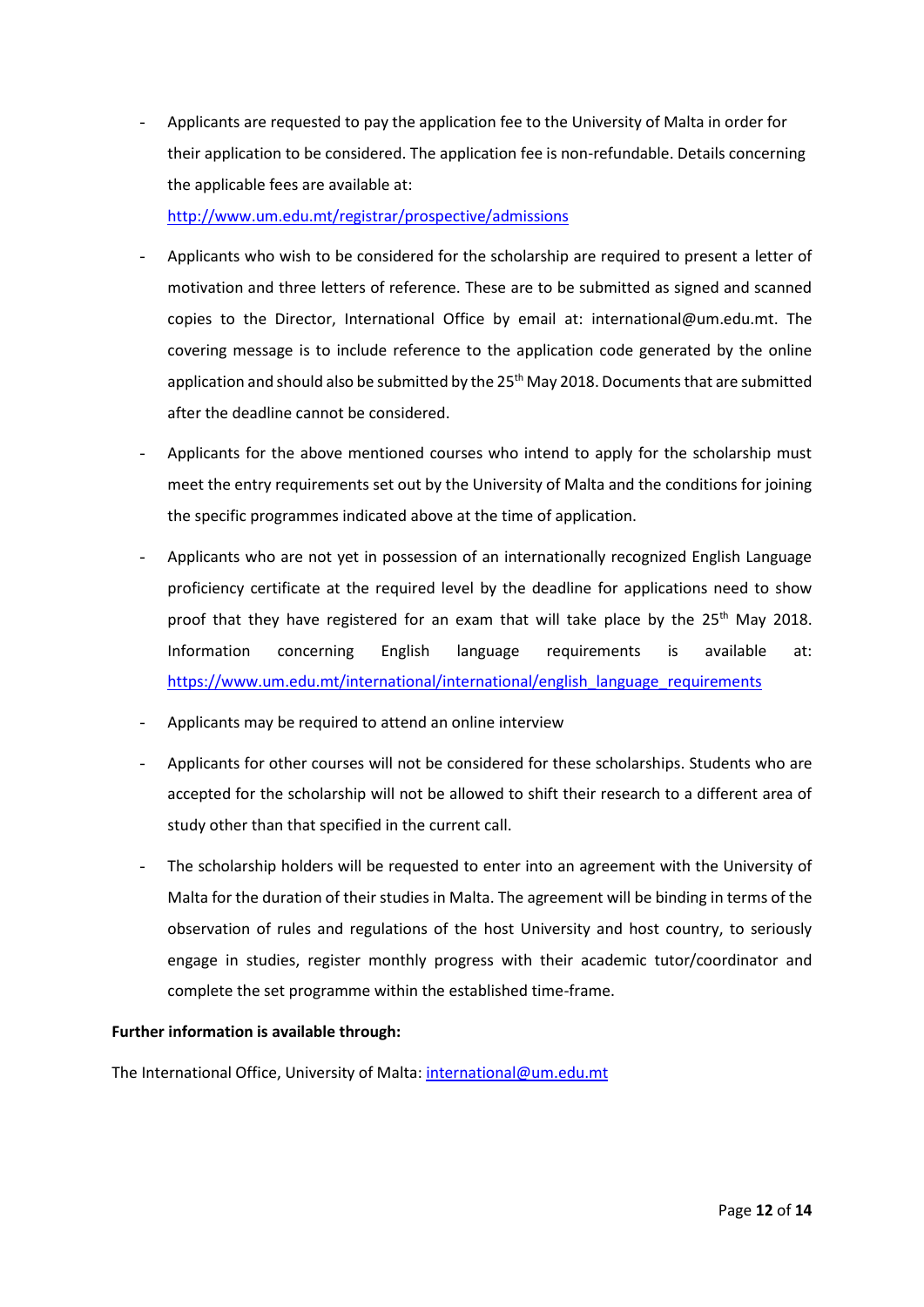- Applicants are requested to pay the application fee to the University of Malta in order for their application to be considered. The application fee is non-refundable. Details concerning the applicable fees are available at: http://www.um.edu.mt/registrar/prospective/admissions
- Applicants who wish to be considered for the scholarship are required to present a letter of motivation and three letters of reference. These are to be submitted as signed and scanned copies to the Director, International Office by email at: international@um.edu.mt. The covering message is to include reference to the application code generated by the online application and should also be submitted by the 25th May 2018. Documents that are submitted after the deadline cannot be considered.
- Applicants for the above mentioned courses who intend to apply for the scholarship must meet the entry requirements set out by the University of Malta and the conditions for joining the specific programmes indicated above at the time of application.
- Applicants who are not yet in possession of an internationally recognized English Language proficiency certificate at the required level by the deadline for applications need to show proof that they have registered for an exam that will take place by the 25th May 2018. Information concerning English language requirements is available at: https://www.um.edu.mt/international/international/english_language_requirements
- Applicants may be required to attend an online interview
- Applicants for other courses will not be considered for these scholarships. Students who are accepted for the scholarship will not be allowed to shift their research to a different area of study other than that specified in the current call.
- The scholarship holders will be requested to enter into an agreement with the University of Malta for the duration of their studies in Malta. The agreement will be binding in terms of the observation of rules and regulations of the host University and host country, to seriously engage in studies, register monthly progress with their academic tutor/coordinator and complete the set programme within the established time-frame.

**Further information is available through:**

The International Office, University of Malta: international@um.edu.mt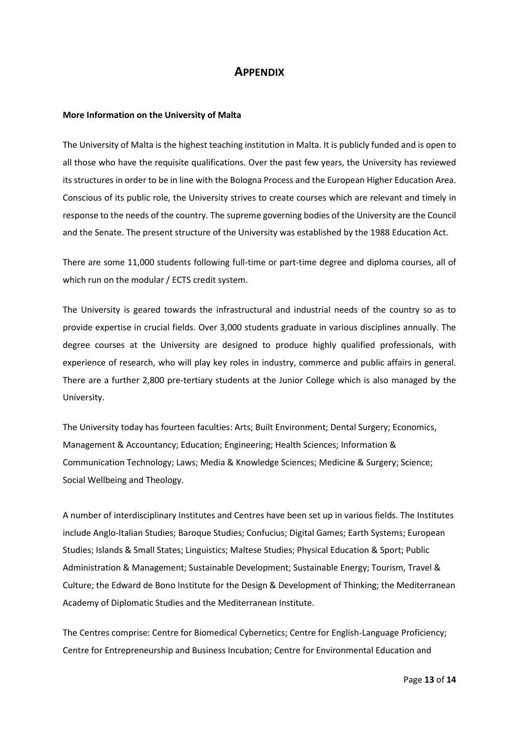# APPENDIX

**More Information on the University of Malta**

The University of Malta is the highest teaching institution in Malta. It is publicly funded and is open to all those who have the requisite qualifications. Over the past few years, the University has reviewed its structures in order to be in line with the Bologna Process and the European Higher Education Area. Conscious of its public role, the University strives to create courses which are relevant and timely in response to the needs of the country. The supreme governing bodies of the University are the Council and the Senate. The present structure of the University was established by the 1988 Education Act.

There are some 11,000 students following full-time or part-time degree and diploma courses, all of which run on the modular / ECTS credit system.

The University is geared towards the infrastructural and industrial needs of the country so as to provide expertise in crucial fields. Over 3,000 students graduate in various disciplines annually. The degree courses at the University are designed to produce highly qualified professionals, with experience of research, who will play key roles in industry, commerce and public affairs in general. There are a further 2,800 pre-tertiary students at the Junior College which is also managed by the University.

The University today has fourteen faculties: Arts; Built Environment; Dental Surgery; Economics, Management & Accountancy; Education; Engineering; Health Sciences; Information & Communication Technology; Laws; Media & Knowledge Sciences; Medicine & Surgery; Science; Social Wellbeing and Theology.

A number of interdisciplinary Institutes and Centres have been set up in various fields. The Institutes include Anglo-Italian Studies; Baroque Studies; Confucius; Digital Games; Earth Systems; European Studies; Islands & Small States; Linguistics; Maltese Studies; Physical Education & Sport; Public Administration & Management; Sustainable Development; Sustainable Energy; Tourism, Travel & Culture; the Edward de Bono Institute for the Design & Development of Thinking; the Mediterranean Academy of Diplomatic Studies and the Mediterranean Institute.

The Centres comprise: Centre for Biomedical Cybernetics; Centre for English-Language Proficiency; Centre for Entrepreneurship and Business Incubation; Centre for Environmental Education and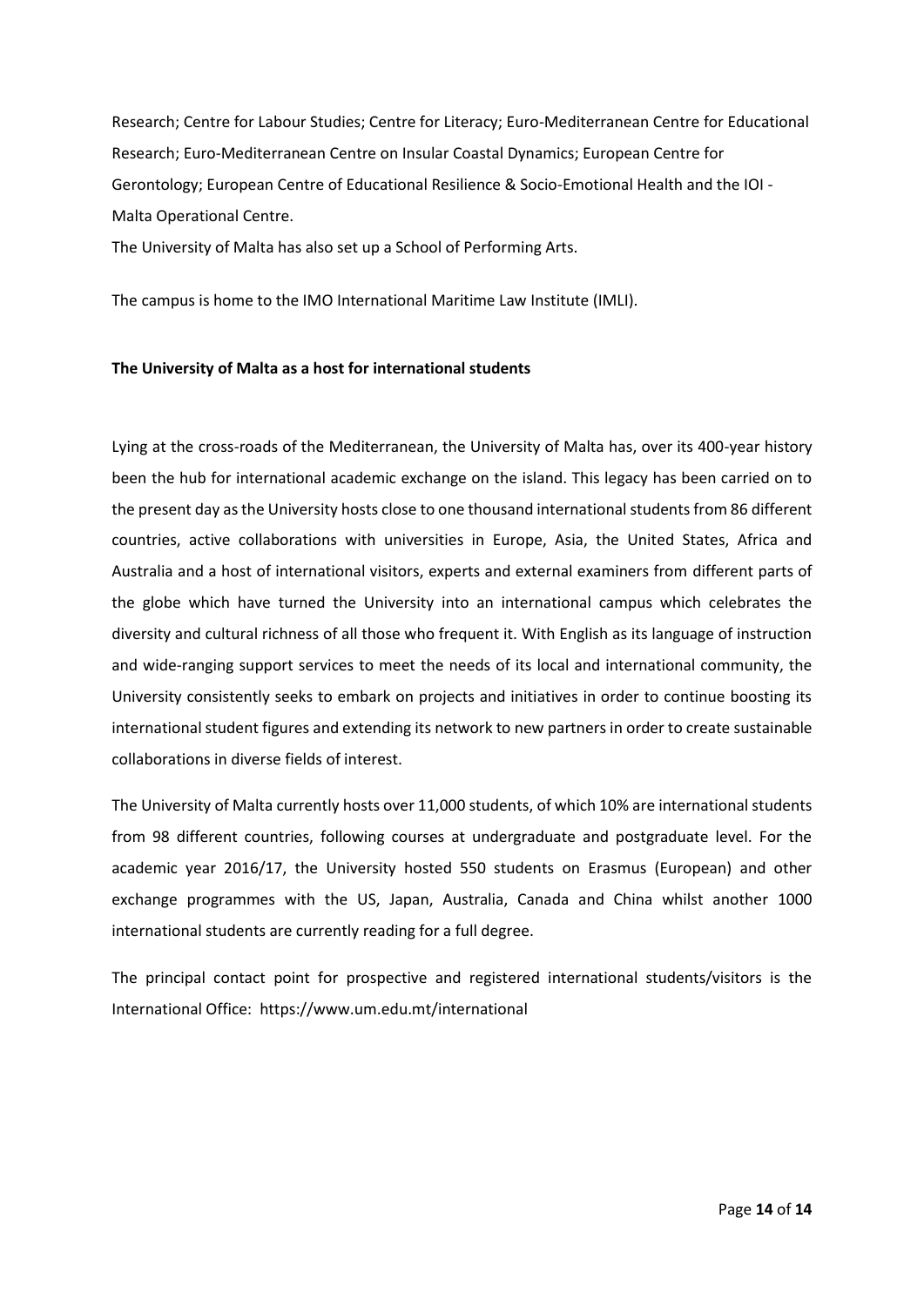Research; Centre for Labour Studies; Centre for Literacy; Euro-Mediterranean Centre for Educational Research; Euro-Mediterranean Centre on Insular Coastal Dynamics; European Centre for Gerontology; European Centre of Educational Resilience & Socio-Emotional Health and the IOI - Malta Operational Centre.

The University of Malta has also set up a School of Performing Arts.

The campus is home to the IMO International Maritime Law Institute (IMLI).

**The University of Malta as a host for international students**

Lying at the cross-roads of the Mediterranean, the University of Malta has, over its 400-year history been the hub for international academic exchange on the island. This legacy has been carried on to the present day as the University hosts close to one thousand international students from 86 different countries, active collaborations with universities in Europe, Asia, the United States, Africa and Australia and a host of international visitors, experts and external examiners from different parts of the globe which have turned the University into an international campus which celebrates the diversity and cultural richness of all those who frequent it. With English as its language of instruction and wide-ranging support services to meet the needs of its local and international community, the University consistently seeks to embark on projects and initiatives in order to continue boosting its international student figures and extending its network to new partners in order to create sustainable collaborations in diverse fields of interest.

The University of Malta currently hosts over 11,000 students, of which 10% are international students from 98 different countries, following courses at undergraduate and postgraduate level. For the academic year 2016/17, the University hosted 550 students on Erasmus (European) and other exchange programmes with the US, Japan, Australia, Canada and China whilst another 1000 international students are currently reading for a full degree.

The principal contact point for prospective and registered international students/visitors is the International Office: https://www.um.edu.mt/international